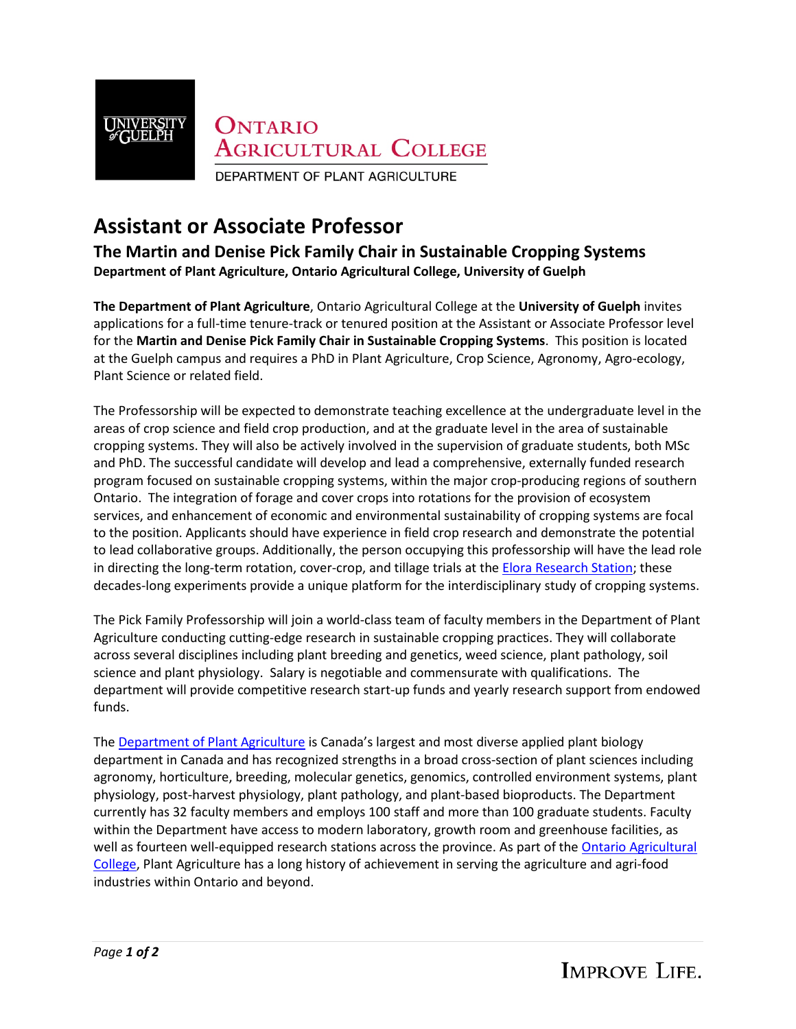ONTARIO AGRICULTURAL COLLEGE

DEPARTMENT OF PLANT AGRICULTURE

# Assistant or Associate Professor

## The Martin and Denise Pick Family Chair in Sustainable Cropping Systems

**Department of Plant Agriculture, Ontario Agricultural College, University of Guelph**

**The Department of Plant Agriculture**, Ontario Agricultural College at the **University of Guelph** invites applications for a full-time tenure-track or tenured position at the Assistant or Associate Professor level for the **Martin and Denise Pick Family Chair in Sustainable Cropping Systems**. This position is located at the Guelph campus and requires a PhD in Plant Agriculture, Crop Science, Agronomy, Agro-ecology, Plant Science or related field.

The Professorship will be expected to demonstrate teaching excellence at the undergraduate level in the areas of crop science and field crop production, and at the graduate level in the area of sustainable cropping systems. They will also be actively involved in the supervision of graduate students, both MSc and PhD. The successful candidate will develop and lead a comprehensive, externally funded research program focused on sustainable cropping systems, within the major crop-producing regions of southern Ontario. The integration of forage and cover crops into rotations for the provision of ecosystem services, and enhancement of economic and environmental sustainability of cropping systems are focal to the position. Applicants should have experience in field crop research and demonstrate the potential to lead collaborative groups. Additionally, the person occupying this professorship will have the lead role in directing the long-term rotation, cover-crop, and tillage trials at the Elora Research Station; these decades-long experiments provide a unique platform for the interdisciplinary study of cropping systems.

The Pick Family Professorship will join a world-class team of faculty members in the Department of Plant Agriculture conducting cutting-edge research in sustainable cropping practices. They will collaborate across several disciplines including plant breeding and genetics, weed science, plant pathology, soil science and plant physiology. Salary is negotiable and commensurate with qualifications. The department will provide competitive research start-up funds and yearly research support from endowed funds.

The Department of Plant Agriculture is Canada's largest and most diverse applied plant biology department in Canada and has recognized strengths in a broad cross-section of plant sciences including agronomy, horticulture, breeding, molecular genetics, genomics, controlled environment systems, plant physiology, post-harvest physiology, plant pathology, and plant-based bioproducts. The Department currently has 32 faculty members and employs 100 staff and more than 100 graduate students. Faculty within the Department have access to modern laboratory, growth room and greenhouse facilities, as well as fourteen well-equipped research stations across the province. As part of the Ontario Agricultural College, Plant Agriculture has a long history of achievement in serving the agriculture and agri-food industries within Ontario and beyond.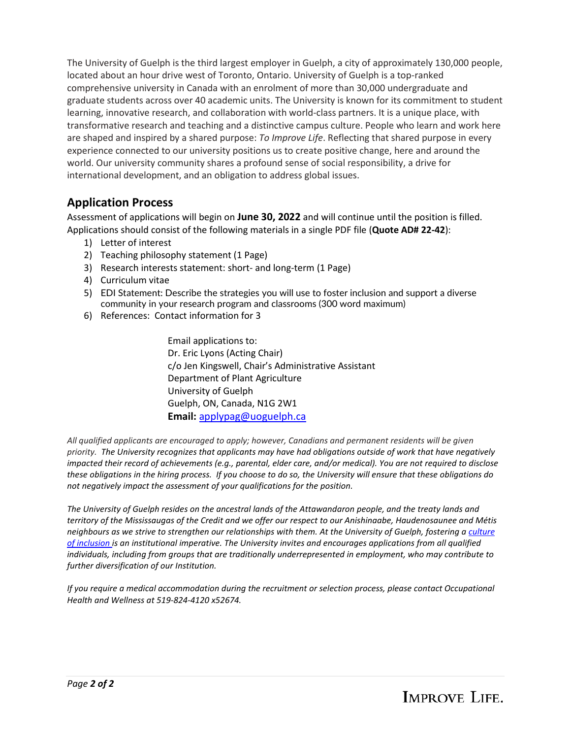The University of Guelph is the third largest employer in Guelph, a city of approximately 130,000 people, located about an hour drive west of Toronto, Ontario. University of Guelph is a top-ranked comprehensive university in Canada with an enrolment of more than 30,000 undergraduate and graduate students across over 40 academic units. The University is known for its commitment to student learning, innovative research, and collaboration with world-class partners. It is a unique place, with transformative research and teaching and a distinctive campus culture. People who learn and work here are shaped and inspired by a shared purpose: *To Improve Life*. Reflecting that shared purpose in every experience connected to our university positions us to create positive change, here and around the world. Our university community shares a profound sense of social responsibility, a drive for international development, and an obligation to address global issues.

## Application Process

Assessment of applications will begin on **June 30, 2022** and will continue until the position is filled. Applications should consist of the following materials in a single PDF file (**Quote AD# 22-42**):

1) Letter of interest
2) Teaching philosophy statement (1 Page)
3) Research interests statement: short- and long-term (1 Page)
4) Curriculum vitae
5) EDI Statement: Describe the strategies you will use to foster inclusion and support a diverse community in your research program and classrooms (300 word maximum)
6) References: Contact information for 3

Email applications to:
Dr. Eric Lyons (Acting Chair)
c/o Jen Kingswell, Chair's Administrative Assistant
Department of Plant Agriculture
University of Guelph
Guelph, ON, Canada, N1G 2W1
**Email:** applypag@uoguelph.ca

*All qualified applicants are encouraged to apply; however, Canadians and permanent residents will be given priority. The University recognizes that applicants may have had obligations outside of work that have negatively impacted their record of achievements (e.g., parental, elder care, and/or medical). You are not required to disclose these obligations in the hiring process. If you choose to do so, the University will ensure that these obligations do not negatively impact the assessment of your qualifications for the position.*

*The University of Guelph resides on the ancestral lands of the Attawandaron people, and the treaty lands and territory of the Mississaugas of the Credit and we offer our respect to our Anishinaabe, Haudenosaunee and Métis neighbours as we strive to strengthen our relationships with them. At the University of Guelph, fostering a culture of inclusion is an institutional imperative. The University invites and encourages applications from all qualified individuals, including from groups that are traditionally underrepresented in employment, who may contribute to further diversification of our Institution.*

*If you require a medical accommodation during the recruitment or selection process, please contact Occupational Health and Wellness at 519-824-4120 x52674.*